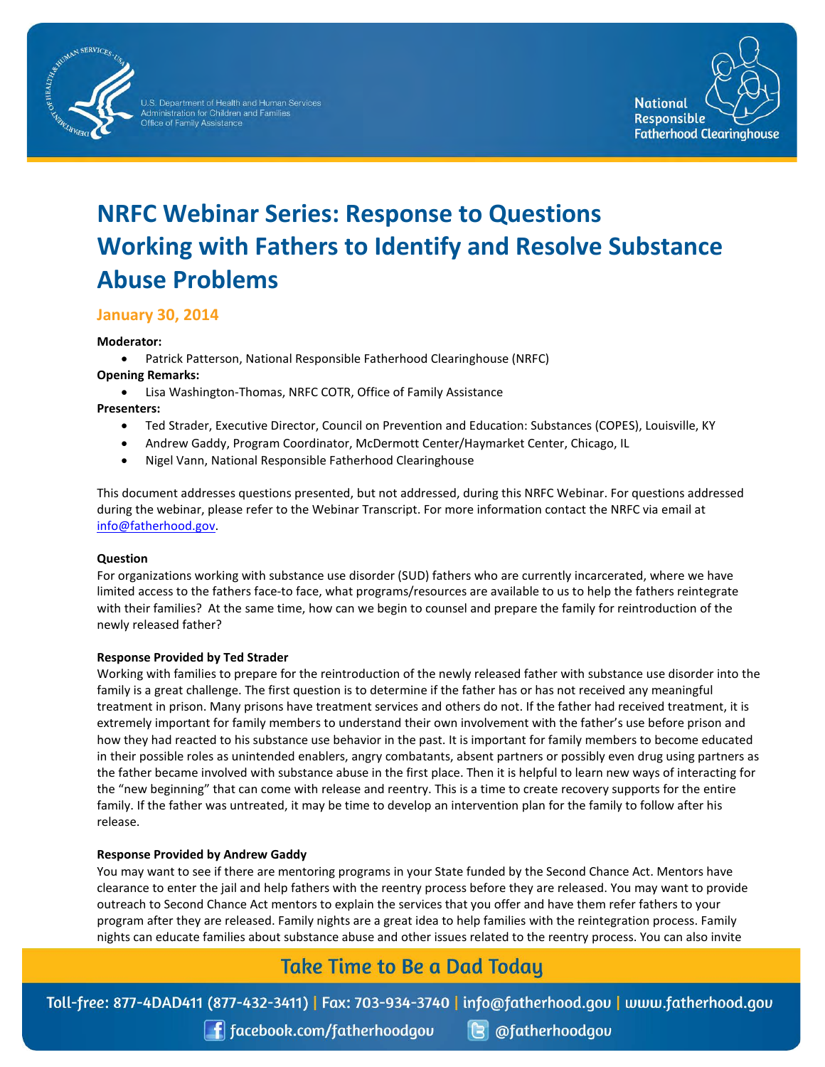# NRFC Webinar Series: Response to Questions
# Working with Fathers to Identify and Resolve Substance Abuse Problems

## January 30, 2014

**Moderator:**

- Patrick Patterson, National Responsible Fatherhood Clearinghouse (NRFC)

**Opening Remarks:**

- Lisa Washington-Thomas, NRFC COTR, Office of Family Assistance

**Presenters:**

- Ted Strader, Executive Director, Council on Prevention and Education: Substances (COPES), Louisville, KY
- Andrew Gaddy, Program Coordinator, McDermott Center/Haymarket Center, Chicago, IL
- Nigel Vann, National Responsible Fatherhood Clearinghouse

This document addresses questions presented, but not addressed, during this NRFC Webinar. For questions addressed during the webinar, please refer to the Webinar Transcript. For more information contact the NRFC via email at info@fatherhood.gov.

**Question**

For organizations working with substance use disorder (SUD) fathers who are currently incarcerated, where we have limited access to the fathers face-to face, what programs/resources are available to us to help the fathers reintegrate with their families? At the same time, how can we begin to counsel and prepare the family for reintroduction of the newly released father?

**Response Provided by Ted Strader**

Working with families to prepare for the reintroduction of the newly released father with substance use disorder into the family is a great challenge. The first question is to determine if the father has or has not received any meaningful treatment in prison. Many prisons have treatment services and others do not. If the father had received treatment, it is extremely important for family members to understand their own involvement with the father's use before prison and how they had reacted to his substance use behavior in the past. It is important for family members to become educated in their possible roles as unintended enablers, angry combatants, absent partners or possibly even drug using partners as the father became involved with substance abuse in the first place. Then it is helpful to learn new ways of interacting for the "new beginning" that can come with release and reentry. This is a time to create recovery supports for the entire family. If the father was untreated, it may be time to develop an intervention plan for the family to follow after his release.

**Response Provided by Andrew Gaddy**

You may want to see if there are mentoring programs in your State funded by the Second Chance Act. Mentors have clearance to enter the jail and help fathers with the reentry process before they are released. You may want to provide outreach to Second Chance Act mentors to explain the services that you offer and have them refer fathers to your program after they are released. Family nights are a great idea to help families with the reintegration process. Family nights can educate families about substance abuse and other issues related to the reentry process. You can also invite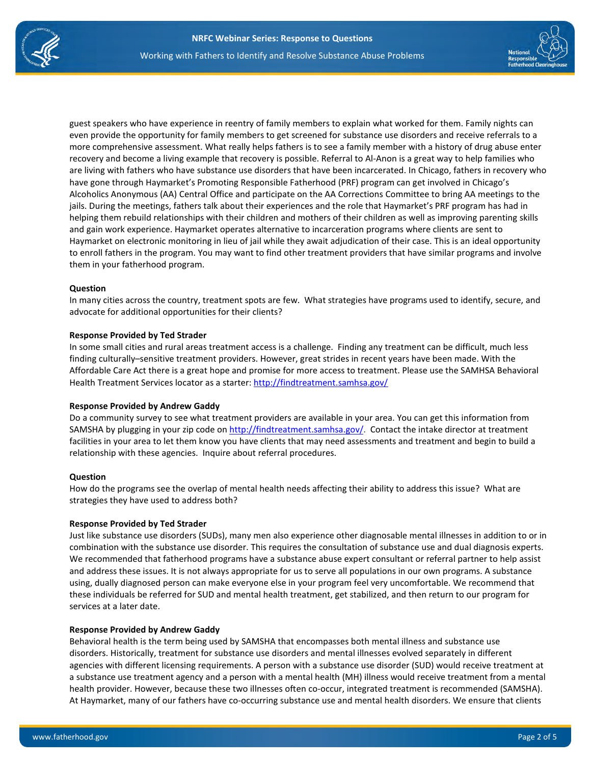guest speakers who have experience in reentry of family members to explain what worked for them. Family nights can even provide the opportunity for family members to get screened for substance use disorders and receive referrals to a more comprehensive assessment. What really helps fathers is to see a family member with a history of drug abuse enter recovery and become a living example that recovery is possible. Referral to Al-Anon is a great way to help families who are living with fathers who have substance use disorders that have been incarcerated. In Chicago, fathers in recovery who have gone through Haymarket's Promoting Responsible Fatherhood (PRF) program can get involved in Chicago's Alcoholics Anonymous (AA) Central Office and participate on the AA Corrections Committee to bring AA meetings to the jails. During the meetings, fathers talk about their experiences and the role that Haymarket's PRF program has had in helping them rebuild relationships with their children and mothers of their children as well as improving parenting skills and gain work experience. Haymarket operates alternative to incarceration programs where clients are sent to Haymarket on electronic monitoring in lieu of jail while they await adjudication of their case. This is an ideal opportunity to enroll fathers in the program. You may want to find other treatment providers that have similar programs and involve them in your fatherhood program.

**Question**

In many cities across the country, treatment spots are few. What strategies have programs used to identify, secure, and advocate for additional opportunities for their clients?

**Response Provided by Ted Strader**

In some small cities and rural areas treatment access is a challenge. Finding any treatment can be difficult, much less finding culturally–sensitive treatment providers. However, great strides in recent years have been made. With the Affordable Care Act there is a great hope and promise for more access to treatment. Please use the SAMHSA Behavioral Health Treatment Services locator as a starter: http://findtreatment.samhsa.gov/

**Response Provided by Andrew Gaddy**

Do a community survey to see what treatment providers are available in your area. You can get this information from SAMSHA by plugging in your zip code on http://findtreatment.samhsa.gov/. Contact the intake director at treatment facilities in your area to let them know you have clients that may need assessments and treatment and begin to build a relationship with these agencies. Inquire about referral procedures.

**Question**

How do the programs see the overlap of mental health needs affecting their ability to address this issue? What are strategies they have used to address both?

**Response Provided by Ted Strader**

Just like substance use disorders (SUDs), many men also experience other diagnosable mental illnesses in addition to or in combination with the substance use disorder. This requires the consultation of substance use and dual diagnosis experts. We recommended that fatherhood programs have a substance abuse expert consultant or referral partner to help assist and address these issues. It is not always appropriate for us to serve all populations in our own programs. A substance using, dually diagnosed person can make everyone else in your program feel very uncomfortable. We recommend that these individuals be referred for SUD and mental health treatment, get stabilized, and then return to our program for services at a later date.

**Response Provided by Andrew Gaddy**

Behavioral health is the term being used by SAMSHA that encompasses both mental illness and substance use disorders. Historically, treatment for substance use disorders and mental illnesses evolved separately in different agencies with different licensing requirements. A person with a substance use disorder (SUD) would receive treatment at a substance use treatment agency and a person with a mental health (MH) illness would receive treatment from a mental health provider. However, because these two illnesses often co-occur, integrated treatment is recommended (SAMSHA). At Haymarket, many of our fathers have co-occurring substance use and mental health disorders. We ensure that clients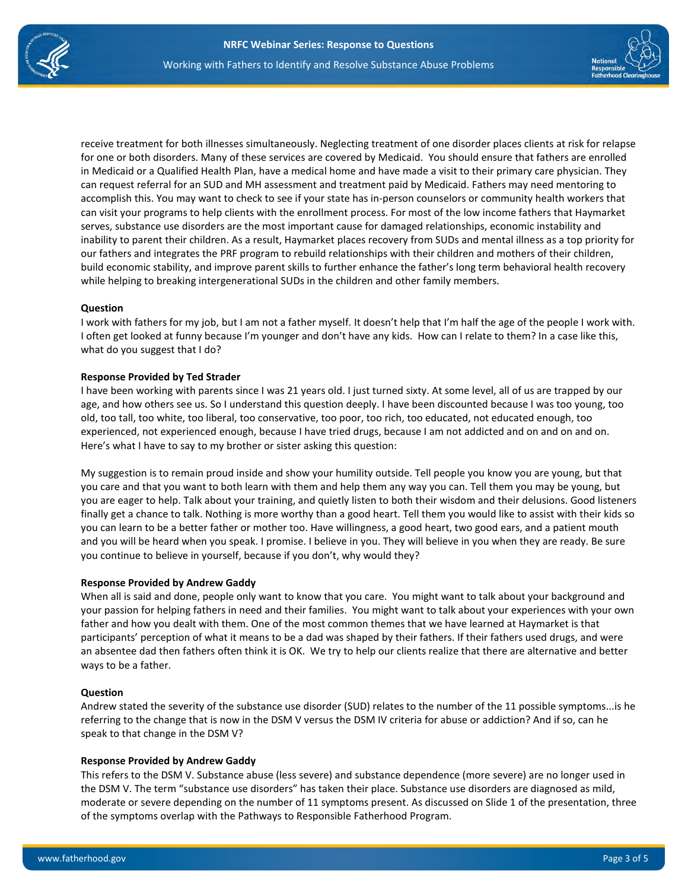receive treatment for both illnesses simultaneously. Neglecting treatment of one disorder places clients at risk for relapse for one or both disorders. Many of these services are covered by Medicaid. You should ensure that fathers are enrolled in Medicaid or a Qualified Health Plan, have a medical home and have made a visit to their primary care physician. They can request referral for an SUD and MH assessment and treatment paid by Medicaid. Fathers may need mentoring to accomplish this. You may want to check to see if your state has in-person counselors or community health workers that can visit your programs to help clients with the enrollment process. For most of the low income fathers that Haymarket serves, substance use disorders are the most important cause for damaged relationships, economic instability and inability to parent their children. As a result, Haymarket places recovery from SUDs and mental illness as a top priority for our fathers and integrates the PRF program to rebuild relationships with their children and mothers of their children, build economic stability, and improve parent skills to further enhance the father's long term behavioral health recovery while helping to breaking intergenerational SUDs in the children and other family members.

**Question**

I work with fathers for my job, but I am not a father myself. It doesn't help that I'm half the age of the people I work with. I often get looked at funny because I'm younger and don't have any kids. How can I relate to them? In a case like this, what do you suggest that I do?

**Response Provided by Ted Strader**

I have been working with parents since I was 21 years old. I just turned sixty. At some level, all of us are trapped by our age, and how others see us. So I understand this question deeply. I have been discounted because I was too young, too old, too tall, too white, too liberal, too conservative, too poor, too rich, too educated, not educated enough, too experienced, not experienced enough, because I have tried drugs, because I am not addicted and on and on and on. Here's what I have to say to my brother or sister asking this question:

My suggestion is to remain proud inside and show your humility outside. Tell people you know you are young, but that you care and that you want to both learn with them and help them any way you can. Tell them you may be young, but you are eager to help. Talk about your training, and quietly listen to both their wisdom and their delusions. Good listeners finally get a chance to talk. Nothing is more worthy than a good heart. Tell them you would like to assist with their kids so you can learn to be a better father or mother too. Have willingness, a good heart, two good ears, and a patient mouth and you will be heard when you speak. I promise. I believe in you. They will believe in you when they are ready. Be sure you continue to believe in yourself, because if you don't, why would they?

**Response Provided by Andrew Gaddy**

When all is said and done, people only want to know that you care. You might want to talk about your background and your passion for helping fathers in need and their families. You might want to talk about your experiences with your own father and how you dealt with them. One of the most common themes that we have learned at Haymarket is that participants' perception of what it means to be a dad was shaped by their fathers. If their fathers used drugs, and were an absentee dad then fathers often think it is OK. We try to help our clients realize that there are alternative and better ways to be a father.

**Question**

Andrew stated the severity of the substance use disorder (SUD) relates to the number of the 11 possible symptoms...is he referring to the change that is now in the DSM V versus the DSM IV criteria for abuse or addiction? And if so, can he speak to that change in the DSM V?

**Response Provided by Andrew Gaddy**

This refers to the DSM V. Substance abuse (less severe) and substance dependence (more severe) are no longer used in the DSM V. The term "substance use disorders" has taken their place. Substance use disorders are diagnosed as mild, moderate or severe depending on the number of 11 symptoms present. As discussed on Slide 1 of the presentation, three of the symptoms overlap with the Pathways to Responsible Fatherhood Program.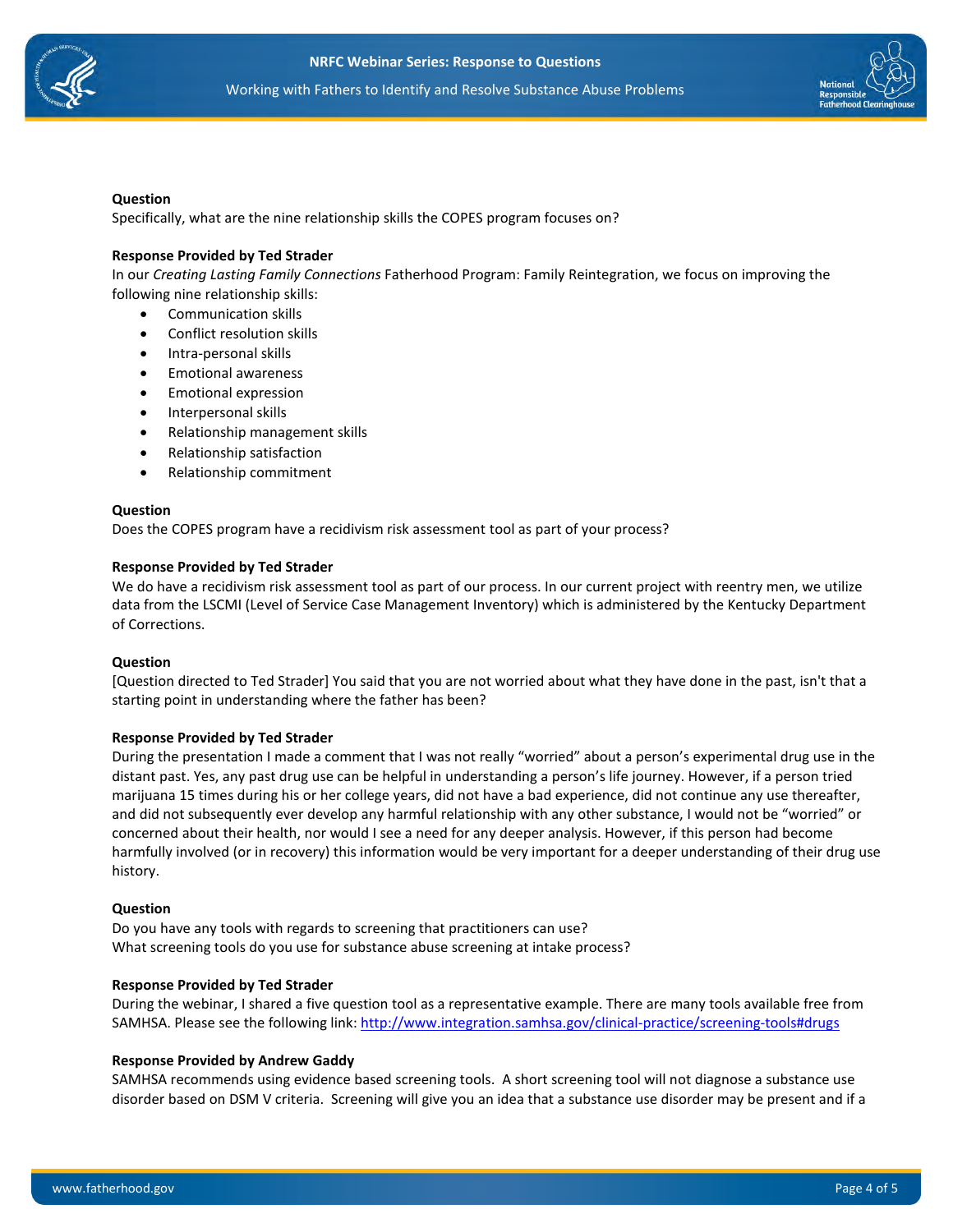**Question**

Specifically, what are the nine relationship skills the COPES program focuses on?

**Response Provided by Ted Strader**

In our *Creating Lasting Family Connections* Fatherhood Program: Family Reintegration, we focus on improving the following nine relationship skills:

- Communication skills
- Conflict resolution skills
- Intra-personal skills
- Emotional awareness
- Emotional expression
- Interpersonal skills
- Relationship management skills
- Relationship satisfaction
- Relationship commitment

**Question**

Does the COPES program have a recidivism risk assessment tool as part of your process?

**Response Provided by Ted Strader**

We do have a recidivism risk assessment tool as part of our process. In our current project with reentry men, we utilize data from the LSCMI (Level of Service Case Management Inventory) which is administered by the Kentucky Department of Corrections.

**Question**

[Question directed to Ted Strader] You said that you are not worried about what they have done in the past, isn't that a starting point in understanding where the father has been?

**Response Provided by Ted Strader**

During the presentation I made a comment that I was not really "worried" about a person's experimental drug use in the distant past. Yes, any past drug use can be helpful in understanding a person's life journey. However, if a person tried marijuana 15 times during his or her college years, did not have a bad experience, did not continue any use thereafter, and did not subsequently ever develop any harmful relationship with any other substance, I would not be "worried" or concerned about their health, nor would I see a need for any deeper analysis. However, if this person had become harmfully involved (or in recovery) this information would be very important for a deeper understanding of their drug use history.

**Question**

Do you have any tools with regards to screening that practitioners can use?
What screening tools do you use for substance abuse screening at intake process?

**Response Provided by Ted Strader**

During the webinar, I shared a five question tool as a representative example. There are many tools available free from SAMHSA. Please see the following link: http://www.integration.samhsa.gov/clinical-practice/screening-tools#drugs

**Response Provided by Andrew Gaddy**

SAMHSA recommends using evidence based screening tools. A short screening tool will not diagnose a substance use disorder based on DSM V criteria. Screening will give you an idea that a substance use disorder may be present and if a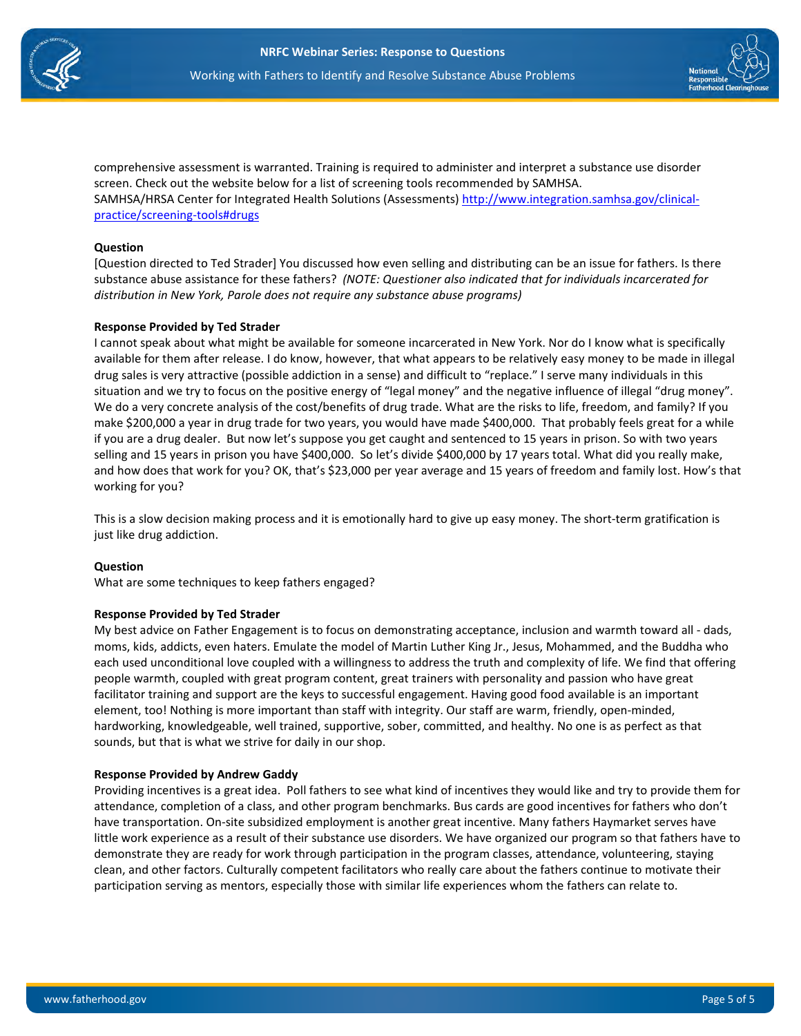comprehensive assessment is warranted. Training is required to administer and interpret a substance use disorder screen. Check out the website below for a list of screening tools recommended by SAMHSA.
SAMHSA/HRSA Center for Integrated Health Solutions (Assessments) http://www.integration.samhsa.gov/clinical-practice/screening-tools#drugs

**Question**

[Question directed to Ted Strader] You discussed how even selling and distributing can be an issue for fathers. Is there substance abuse assistance for these fathers? *(NOTE: Questioner also indicated that for individuals incarcerated for distribution in New York, Parole does not require any substance abuse programs)*

**Response Provided by Ted Strader**

I cannot speak about what might be available for someone incarcerated in New York. Nor do I know what is specifically available for them after release. I do know, however, that what appears to be relatively easy money to be made in illegal drug sales is very attractive (possible addiction in a sense) and difficult to "replace." I serve many individuals in this situation and we try to focus on the positive energy of "legal money" and the negative influence of illegal "drug money". We do a very concrete analysis of the cost/benefits of drug trade. What are the risks to life, freedom, and family? If you make $200,000 a year in drug trade for two years, you would have made $400,000. That probably feels great for a while if you are a drug dealer. But now let's suppose you get caught and sentenced to 15 years in prison. So with two years selling and 15 years in prison you have $400,000. So let's divide $400,000 by 17 years total. What did you really make, and how does that work for you? OK, that's $23,000 per year average and 15 years of freedom and family lost. How's that working for you?

This is a slow decision making process and it is emotionally hard to give up easy money. The short-term gratification is just like drug addiction.

**Question**

What are some techniques to keep fathers engaged?

**Response Provided by Ted Strader**

My best advice on Father Engagement is to focus on demonstrating acceptance, inclusion and warmth toward all - dads, moms, kids, addicts, even haters. Emulate the model of Martin Luther King Jr., Jesus, Mohammed, and the Buddha who each used unconditional love coupled with a willingness to address the truth and complexity of life. We find that offering people warmth, coupled with great program content, great trainers with personality and passion who have great facilitator training and support are the keys to successful engagement. Having good food available is an important element, too! Nothing is more important than staff with integrity. Our staff are warm, friendly, open-minded, hardworking, knowledgeable, well trained, supportive, sober, committed, and healthy. No one is as perfect as that sounds, but that is what we strive for daily in our shop.

**Response Provided by Andrew Gaddy**

Providing incentives is a great idea. Poll fathers to see what kind of incentives they would like and try to provide them for attendance, completion of a class, and other program benchmarks. Bus cards are good incentives for fathers who don't have transportation. On-site subsidized employment is another great incentive. Many fathers Haymarket serves have little work experience as a result of their substance use disorders. We have organized our program so that fathers have to demonstrate they are ready for work through participation in the program classes, attendance, volunteering, staying clean, and other factors. Culturally competent facilitators who really care about the fathers continue to motivate their participation serving as mentors, especially those with similar life experiences whom the fathers can relate to.